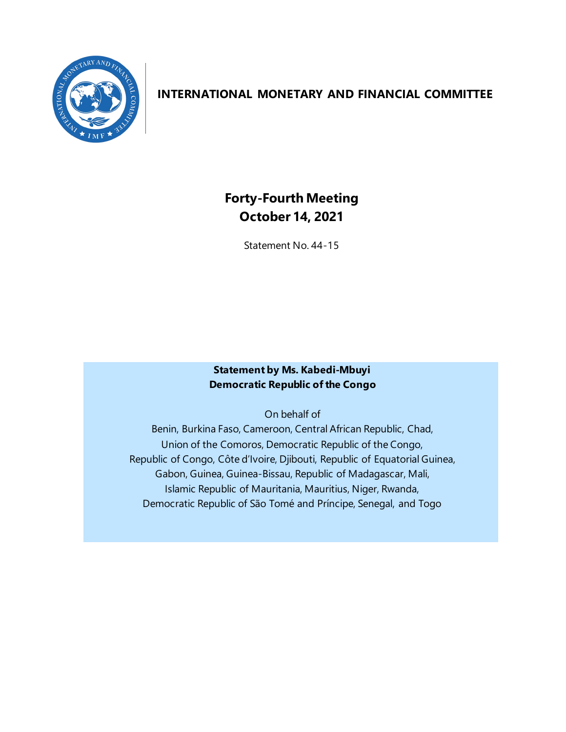# INTERNATIONAL MONETARY AND FINANCIAL COMMITTEE

## Forty-Fourth Meeting
## October 14, 2021

Statement No. 44-15

**Statement by Ms. Kabedi-Mbuyi**
**Democratic Republic of the Congo**

On behalf of
Benin, Burkina Faso, Cameroon, Central African Republic, Chad,
Union of the Comoros, Democratic Republic of the Congo,
Republic of Congo, Côte d'Ivoire, Djibouti, Republic of Equatorial Guinea,
Gabon, Guinea, Guinea-Bissau, Republic of Madagascar, Mali,
Islamic Republic of Mauritania, Mauritius, Niger, Rwanda,
Democratic Republic of São Tomé and Príncipe, Senegal, and Togo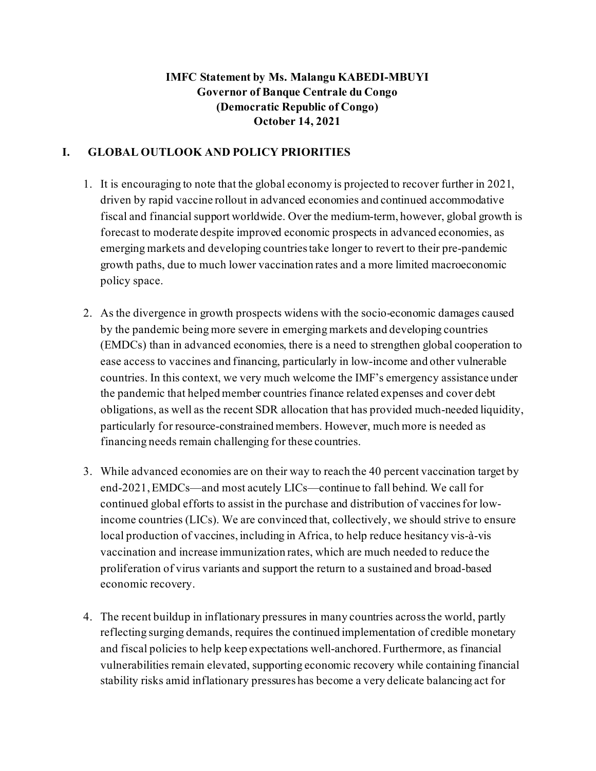**IMFC Statement by Ms. Malangu KABEDI-MBUYI**
**Governor of Banque Centrale du Congo**
**(Democratic Republic of Congo)**
**October 14, 2021**

## I. GLOBAL OUTLOOK AND POLICY PRIORITIES

1. It is encouraging to note that the global economy is projected to recover further in 2021, driven by rapid vaccine rollout in advanced economies and continued accommodative fiscal and financial support worldwide. Over the medium-term, however, global growth is forecast to moderate despite improved economic prospects in advanced economies, as emerging markets and developing countries take longer to revert to their pre-pandemic growth paths, due to much lower vaccination rates and a more limited macroeconomic policy space.

2. As the divergence in growth prospects widens with the socio-economic damages caused by the pandemic being more severe in emerging markets and developing countries (EMDCs) than in advanced economies, there is a need to strengthen global cooperation to ease access to vaccines and financing, particularly in low-income and other vulnerable countries. In this context, we very much welcome the IMF's emergency assistance under the pandemic that helped member countries finance related expenses and cover debt obligations, as well as the recent SDR allocation that has provided much-needed liquidity, particularly for resource-constrained members. However, much more is needed as financing needs remain challenging for these countries.

3. While advanced economies are on their way to reach the 40 percent vaccination target by end-2021, EMDCs—and most acutely LICs—continue to fall behind. We call for continued global efforts to assist in the purchase and distribution of vaccines for low-income countries (LICs). We are convinced that, collectively, we should strive to ensure local production of vaccines, including in Africa, to help reduce hesitancy vis-à-vis vaccination and increase immunization rates, which are much needed to reduce the proliferation of virus variants and support the return to a sustained and broad-based economic recovery.

4. The recent buildup in inflationary pressures in many countries across the world, partly reflecting surging demands, requires the continued implementation of credible monetary and fiscal policies to help keep expectations well-anchored. Furthermore, as financial vulnerabilities remain elevated, supporting economic recovery while containing financial stability risks amid inflationary pressures has become a very delicate balancing act for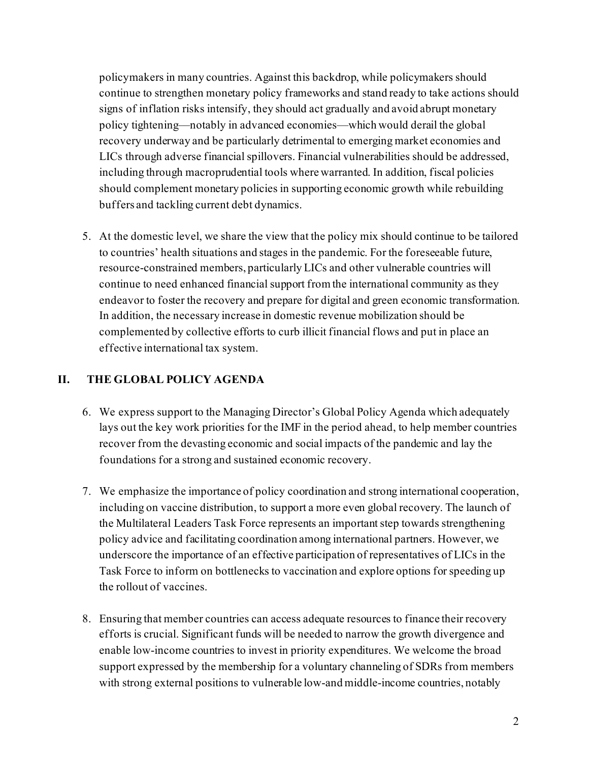policymakers in many countries. Against this backdrop, while policymakers should continue to strengthen monetary policy frameworks and stand ready to take actions should signs of inflation risks intensify, they should act gradually and avoid abrupt monetary policy tightening—notably in advanced economies—which would derail the global recovery underway and be particularly detrimental to emerging market economies and LICs through adverse financial spillovers. Financial vulnerabilities should be addressed, including through macroprudential tools where warranted. In addition, fiscal policies should complement monetary policies in supporting economic growth while rebuilding buffers and tackling current debt dynamics.

5. At the domestic level, we share the view that the policy mix should continue to be tailored to countries' health situations and stages in the pandemic. For the foreseeable future, resource-constrained members, particularly LICs and other vulnerable countries will continue to need enhanced financial support from the international community as they endeavor to foster the recovery and prepare for digital and green economic transformation. In addition, the necessary increase in domestic revenue mobilization should be complemented by collective efforts to curb illicit financial flows and put in place an effective international tax system.

## II. THE GLOBAL POLICY AGENDA

6. We express support to the Managing Director's Global Policy Agenda which adequately lays out the key work priorities for the IMF in the period ahead, to help member countries recover from the devasting economic and social impacts of the pandemic and lay the foundations for a strong and sustained economic recovery.

7. We emphasize the importance of policy coordination and strong international cooperation, including on vaccine distribution, to support a more even global recovery. The launch of the Multilateral Leaders Task Force represents an important step towards strengthening policy advice and facilitating coordination among international partners. However, we underscore the importance of an effective participation of representatives of LICs in the Task Force to inform on bottlenecks to vaccination and explore options for speeding up the rollout of vaccines.

8. Ensuring that member countries can access adequate resources to finance their recovery efforts is crucial. Significant funds will be needed to narrow the growth divergence and enable low-income countries to invest in priority expenditures. We welcome the broad support expressed by the membership for a voluntary channeling of SDRs from members with strong external positions to vulnerable low-and middle-income countries, notably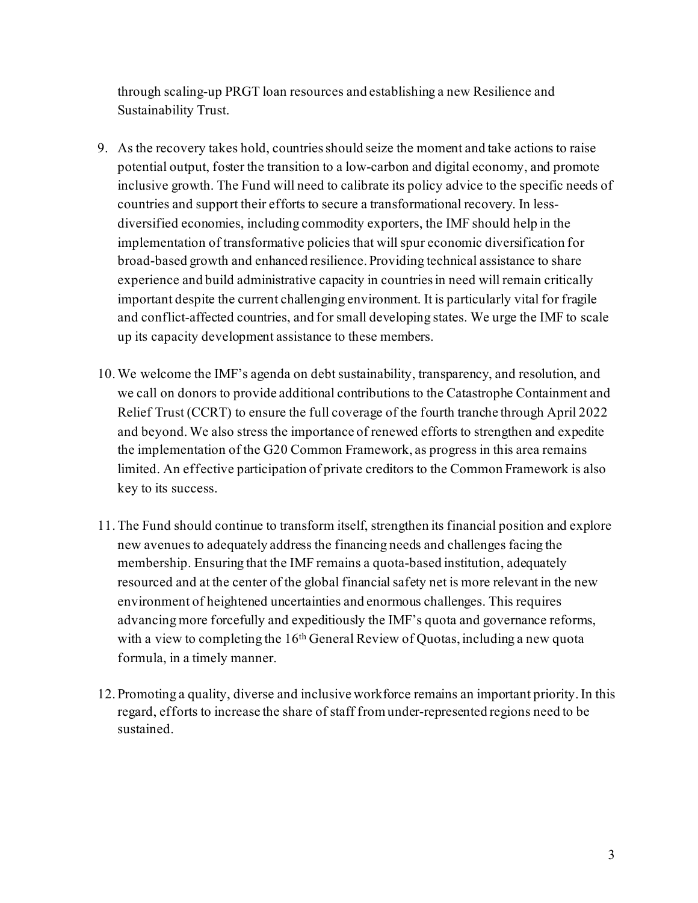through scaling-up PRGT loan resources and establishing a new Resilience and Sustainability Trust.

9. As the recovery takes hold, countries should seize the moment and take actions to raise potential output, foster the transition to a low-carbon and digital economy, and promote inclusive growth. The Fund will need to calibrate its policy advice to the specific needs of countries and support their efforts to secure a transformational recovery. In less-diversified economies, including commodity exporters, the IMF should help in the implementation of transformative policies that will spur economic diversification for broad-based growth and enhanced resilience. Providing technical assistance to share experience and build administrative capacity in countries in need will remain critically important despite the current challenging environment. It is particularly vital for fragile and conflict-affected countries, and for small developing states. We urge the IMF to scale up its capacity development assistance to these members.

10. We welcome the IMF's agenda on debt sustainability, transparency, and resolution, and we call on donors to provide additional contributions to the Catastrophe Containment and Relief Trust (CCRT) to ensure the full coverage of the fourth tranche through April 2022 and beyond. We also stress the importance of renewed efforts to strengthen and expedite the implementation of the G20 Common Framework, as progress in this area remains limited. An effective participation of private creditors to the Common Framework is also key to its success.

11. The Fund should continue to transform itself, strengthen its financial position and explore new avenues to adequately address the financing needs and challenges facing the membership. Ensuring that the IMF remains a quota-based institution, adequately resourced and at the center of the global financial safety net is more relevant in the new environment of heightened uncertainties and enormous challenges. This requires advancing more forcefully and expeditiously the IMF's quota and governance reforms, with a view to completing the 16th General Review of Quotas, including a new quota formula, in a timely manner.

12. Promoting a quality, diverse and inclusive workforce remains an important priority. In this regard, efforts to increase the share of staff from under-represented regions need to be sustained.